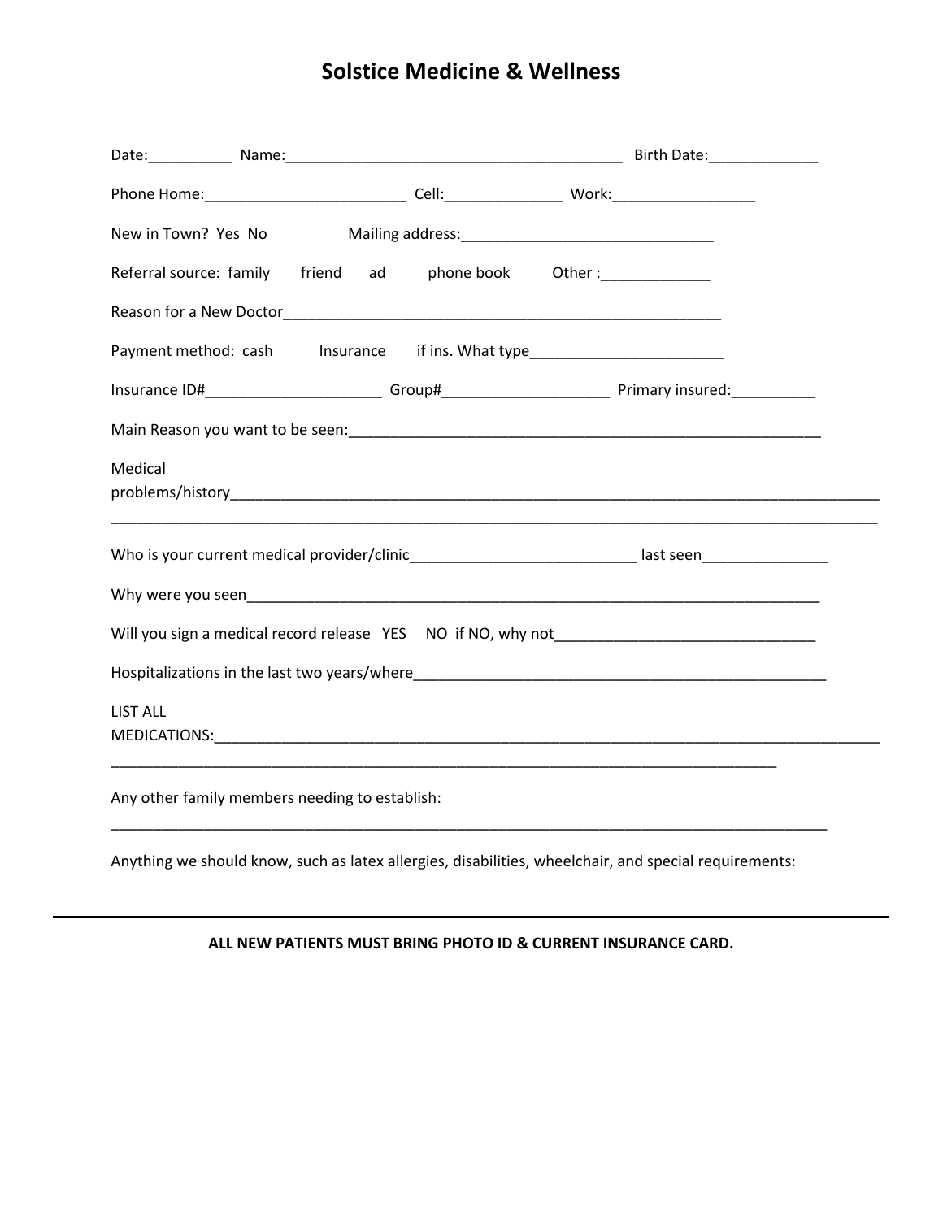# Solstice Medicine & Wellness

Date:__________ Name:_________________________________________ Birth Date:_____________

Phone Home:________________________ Cell:______________ Work:_________________

New in Town? Yes No Mailing address:______________________________

Referral source: family friend ad phone book Other :_____________

Reason for a New Doctor______________________________________________________

Payment method: cash Insurance if ins. What type_______________________

Insurance ID#_____________________ Group#____________________ Primary insured:__________

Main Reason you want to be seen:__________________________________________________________

Medical problems/history__________________________________________________________________________________

_______________________________________________________________________________________________

Who is your current medical provider/clinic___________________________ last seen_______________

Why were you seen_________________________________________________________________________

Will you sign a medical record release YES NO if NO, why not________________________________

Hospitalizations in the last two years/where___________________________________________________

LIST ALL MEDICATIONS:_____________________________________________________________________________________

_______________________________________________________________________________________

Any other family members needing to establish:

__________________________________________________________________________________________

Anything we should know, such as latex allergies, disabilities, wheelchair, and special requirements:

---

**ALL NEW PATIENTS MUST BRING PHOTO ID & CURRENT INSURANCE CARD.**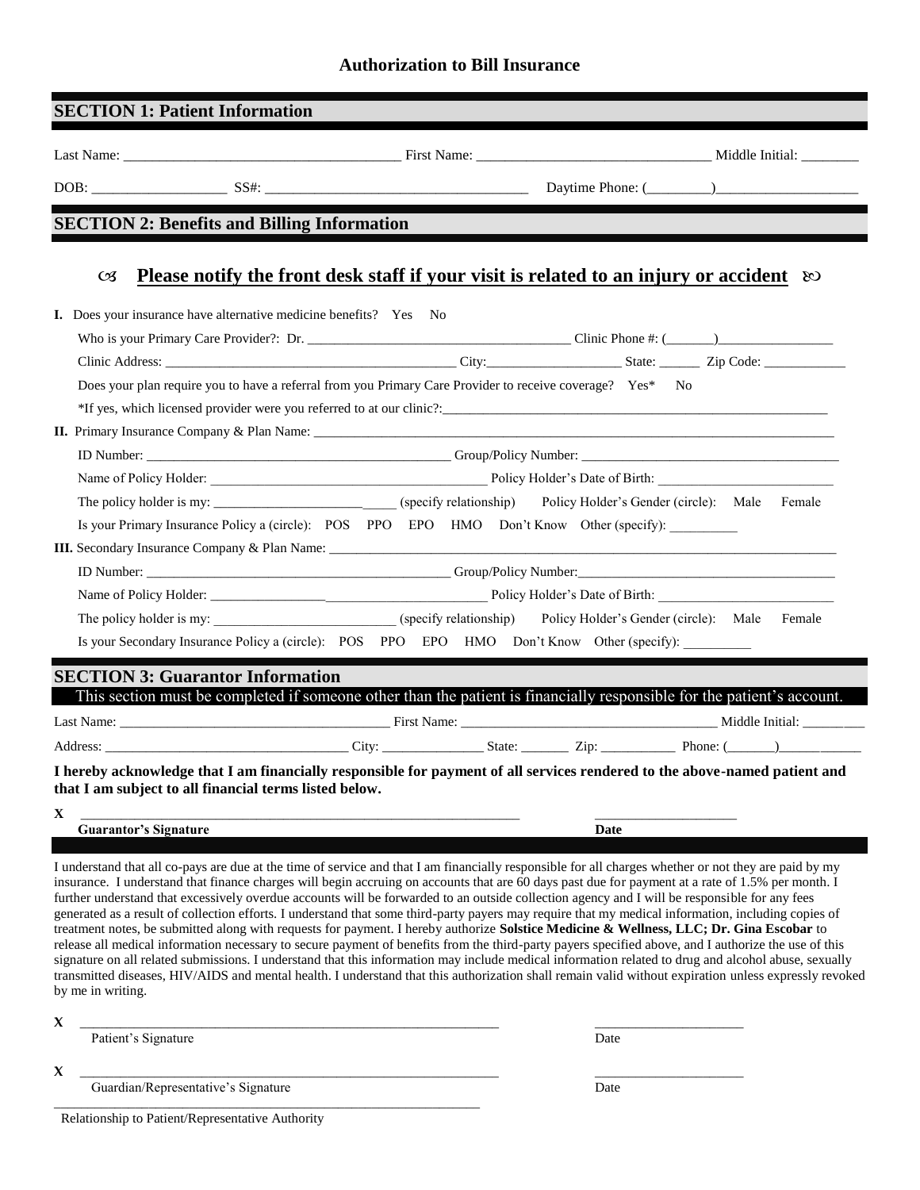# Authorization to Bill Insurance

## SECTION 1: Patient Information

Last Name: ______________________________________ First Name: ________________________________ Middle Initial: ________

DOB: __________________ SS#: ___________________________________ Daytime Phone: (_________)___________________

## SECTION 2: Benefits and Billing Information

**Please notify the front desk staff if your visit is related to an injury or accident**

**I.** Does your insurance have alternative medicine benefits? Yes No

Who is your Primary Care Provider?: Dr. ______________________________________ Clinic Phone #: (_______)________________

Clinic Address: ____________________________________________ City:___________________ State: ______ Zip Code: ____________

Does your plan require you to have a referral from you Primary Care Provider to receive coverage? Yes* No

*If yes, which licensed provider were you referred to at our clinic?:_____________________________________________________________

**II.** Primary Insurance Company & Plan Name: ______________________________________________________________________________

ID Number: _____________________________________________ Group/Policy Number: ______________________________________

Name of Policy Holder: ________________________________________ Policy Holder's Date of Birth: _________________________

The policy holder is my: ______________________ _____ (specify relationship) Policy Holder's Gender (circle): Male Female

Is your Primary Insurance Policy a (circle): POS PPO EPO HMO Don't Know Other (specify): __________

**III.** Secondary Insurance Company & Plan Name: ____________________________________________________________________________

ID Number: _____________________________________________ Group/Policy Number:______________________________________

Name of Policy Holder: _________________ _______________________ Policy Holder's Date of Birth: _________________________

The policy holder is my: ___________________________ (specify relationship) Policy Holder's Gender (circle): Male Female

Is your Secondary Insurance Policy a (circle): POS PPO EPO HMO Don't Know Other (specify): __________

## SECTION 3: Guarantor Information

This section must be completed if someone other than the patient is financially responsible for the patient's account.

Last Name: _______________________________________ First Name: _____________________________________ Middle Initial: ________

Address: ___________________________________ City: _______________ State: _______ Zip: ___________ Phone: (_______)_____________

**I hereby acknowledge that I am financially responsible for payment of all services rendered to the above-named patient and that I am subject to all financial terms listed below.**

X _______________________________________________________________ ____________________
**Guarantor's Signature** **Date**

I understand that all co-pays are due at the time of service and that I am financially responsible for all charges whether or not they are paid by my insurance. I understand that finance charges will begin accruing on accounts that are 60 days past due for payment at a rate of 1.5% per month. I further understand that excessively overdue accounts will be forwarded to an outside collection agency and I will be responsible for any fees generated as a result of collection efforts. I understand that some third-party payers may require that my medical information, including copies of treatment notes, be submitted along with requests for payment. I hereby authorize **Solstice Medicine & Wellness, LLC; Dr. Gina Escobar** to release all medical information necessary to secure payment of benefits from the third-party payers specified above, and I authorize the use of this signature on all related submissions. I understand that this information may include medical information related to drug and alcohol abuse, sexually transmitted diseases, HIV/AIDS and mental health. I understand that this authorization shall remain valid without expiration unless expressly revoked by me in writing.

X _____________________________________________________________ _____________________
Patient's Signature Date

X _____________________________________________________________ _____________________
Guardian/Representative's Signature Date

_____________________________________________________________
Relationship to Patient/Representative Authority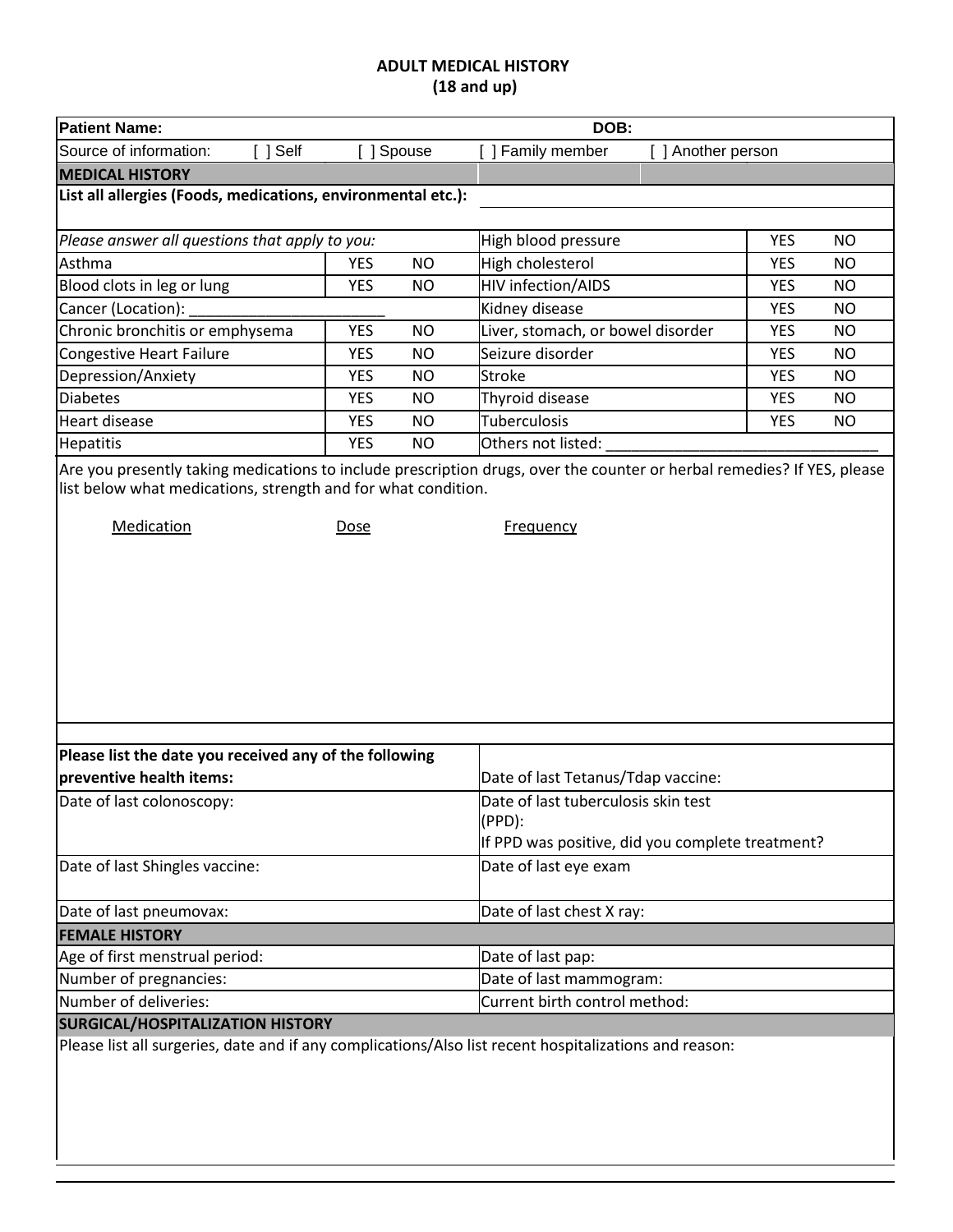# ADULT MEDICAL HISTORY
## (18 and up)

| **Patient Name:** | | **DOB:** | |
|---|---|---|---|
| Source of information: [ ] Self | [ ] Spouse | [ ] Family member | [ ] Another person |

**MEDICAL HISTORY**

**List all allergies (Foods, medications, environmental etc.):**

| *Please answer all questions that apply to you:* | | | High blood pressure | YES | NO |
|---|---|---|---|---|---|
| Asthma | YES | NO | High cholesterol | YES | NO |
| Blood clots in leg or lung | YES | NO | HIV infection/AIDS | YES | NO |
| Cancer (Location): ______________________ | | | Kidney disease | YES | NO |
| Chronic bronchitis or emphysema | YES | NO | Liver, stomach, or bowel disorder | YES | NO |
| Congestive Heart Failure | YES | NO | Seizure disorder | YES | NO |
| Depression/Anxiety | YES | NO | Stroke | YES | NO |
| Diabetes | YES | NO | Thyroid disease | YES | NO |
| Heart disease | YES | NO | Tuberculosis | YES | NO |
| Hepatitis | YES | NO | Others not listed: ______________________________ | | |

Are you presently taking medications to include prescription drugs, over the counter or herbal remedies? If YES, please list below what medications, strength and for what condition.

| Medication | Dose | Frequency |
|---|---|---|
| | | |

| **Please list the date you received any of the following preventive health items:** | Date of last Tetanus/Tdap vaccine: |
|---|---|
| Date of last colonoscopy: | Date of last tuberculosis skin test (PPD): If PPD was positive, did you complete treatment? |
| Date of last Shingles vaccine: | Date of last eye exam |
| Date of last pneumovax: | Date of last chest X ray: |

**FEMALE HISTORY**

| Age of first menstrual period: | Date of last pap: |
|---|---|
| Number of pregnancies: | Date of last mammogram: |
| Number of deliveries: | Current birth control method: |

**SURGICAL/HOSPITALIZATION HISTORY**

Please list all surgeries, date and if any complications/Also list recent hospitalizations and reason: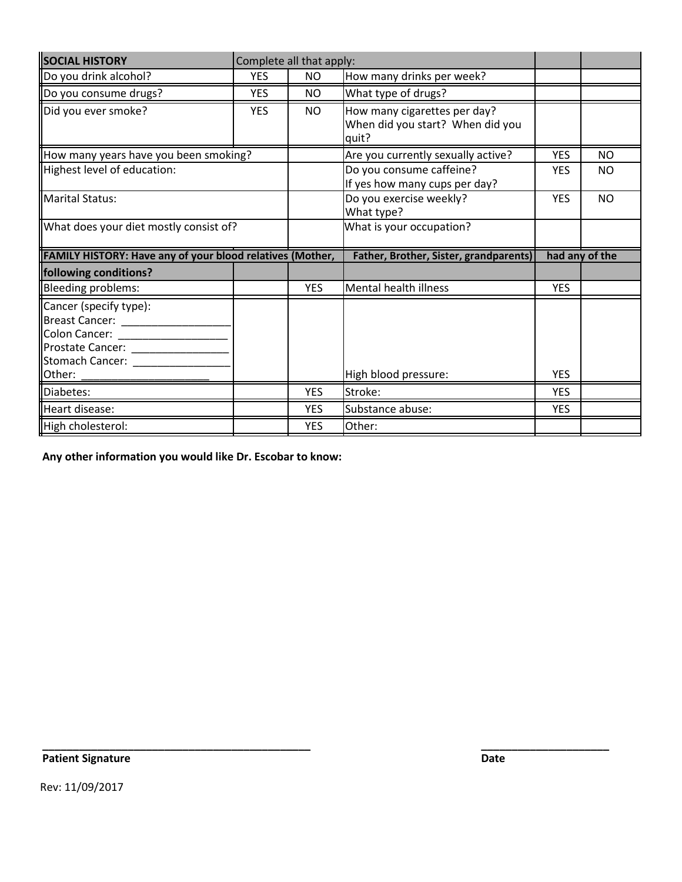| SOCIAL HISTORY | Complete all that apply: | | | | |
|---|---|---|---|---|---|
| Do you drink alcohol? | YES | NO | How many drinks per week? | | |
| Do you consume drugs? | YES | NO | What type of drugs? | | |
| Did you ever smoke? | YES | NO | How many cigarettes per day? When did you start? When did you quit? | | |
| How many years have you been smoking? | | | Are you currently sexually active? | YES | NO |
| Highest level of education: | | | Do you consume caffeine? If yes how many cups per day? | YES | NO |
| Marital Status: | | | Do you exercise weekly? What type? | YES | NO |
| What does your diet mostly consist of? | | | What is your occupation? | | |
| **FAMILY HISTORY: Have any of your blood relatives (Mother, Father, Brother, Sister, grandparents) had any of the following conditions?** | | | | | |
| Bleeding problems: | | YES | Mental health illness | YES | |
| Cancer (specify type): Breast Cancer: ____________ Colon Cancer: ____________ Prostate Cancer: ____________ Stomach Cancer: ____________ Other: ____________ | | | High blood pressure: | YES | |
| Diabetes: | | YES | Stroke: | YES | |
| Heart disease: | | YES | Substance abuse: | YES | |
| High cholesterol: | | YES | Other: | | |

**Any other information you would like Dr. Escobar to know:**

_______________________________________________ **Patient Signature**

______________________ **Date**

Rev: 11/09/2017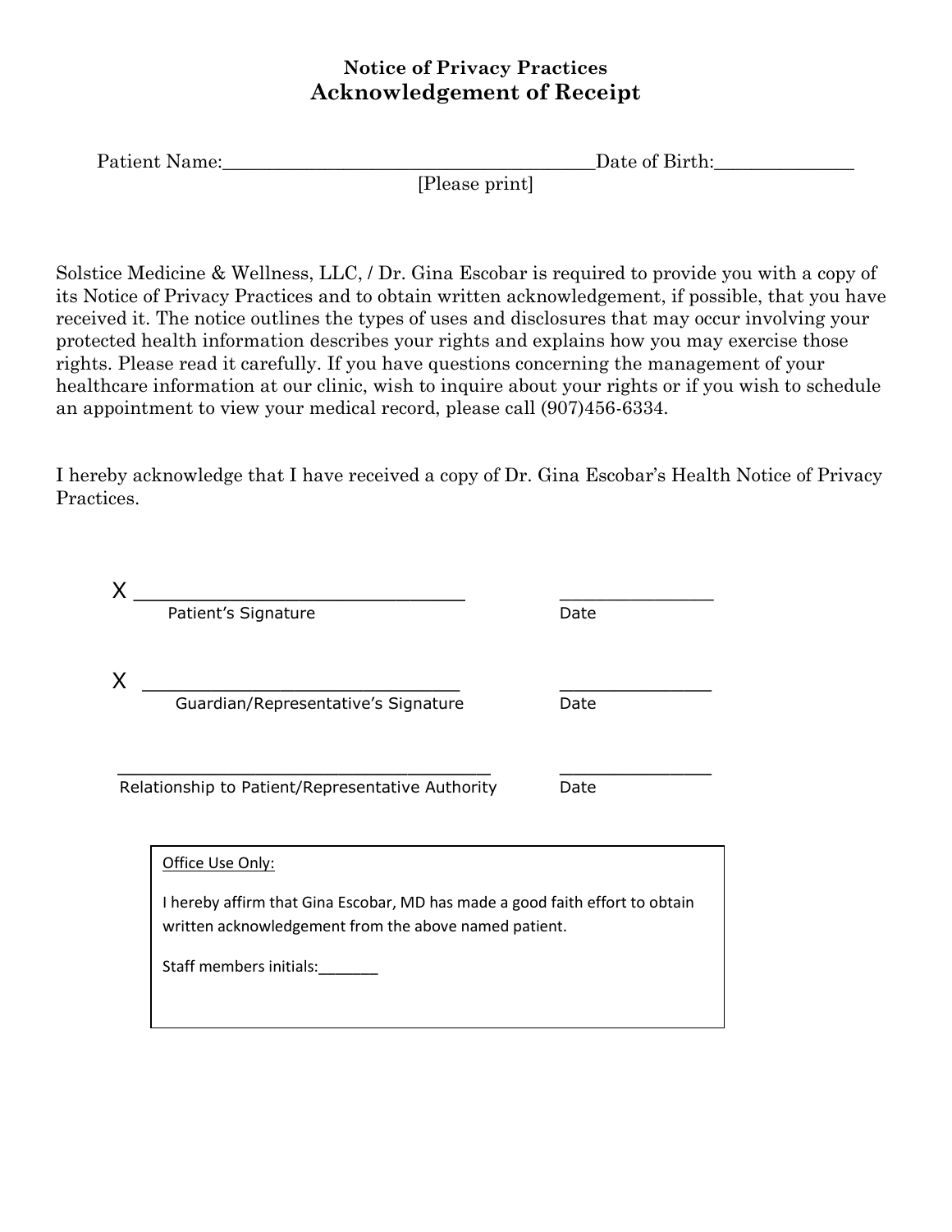## Notice of Privacy Practices
# Acknowledgement of Receipt

Patient Name:______________________________________Date of Birth:______________
[Please print]

Solstice Medicine & Wellness, LLC, / Dr. Gina Escobar is required to provide you with a copy of its Notice of Privacy Practices and to obtain written acknowledgement, if possible, that you have received it. The notice outlines the types of uses and disclosures that may occur involving your protected health information describes your rights and explains how you may exercise those rights. Please read it carefully. If you have questions concerning the management of your healthcare information at our clinic, wish to inquire about your rights or if you wish to schedule an appointment to view your medical record, please call (907)456-6334.

I hereby acknowledge that I have received a copy of Dr. Gina Escobar's Health Notice of Privacy Practices.

X ________________________________ _______________
Patient's Signature Date

X ______________________________ _______________
Guardian/Representative's Signature Date

____________________________________ _______________
Relationship to Patient/Representative Authority Date

Office Use Only:

I hereby affirm that Gina Escobar, MD has made a good faith effort to obtain written acknowledgement from the above named patient.

Staff members initials:_______